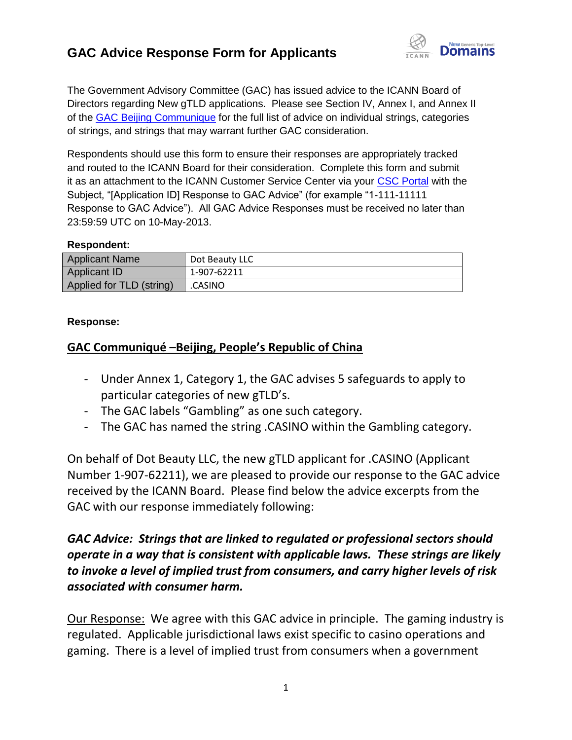# GAC Advice Response Form for Applicants

The Government Advisory Committee (GAC) has issued advice to the ICANN Board of Directors regarding New gTLD applications. Please see Section IV, Annex I, and Annex II of the GAC Beijing Communique for the full list of advice on individual strings, categories of strings, and strings that may warrant further GAC consideration.

Respondents should use this form to ensure their responses are appropriately tracked and routed to the ICANN Board for their consideration. Complete this form and submit it as an attachment to the ICANN Customer Service Center via your CSC Portal with the Subject, "[Application ID] Response to GAC Advice" (for example "1-111-11111 Response to GAC Advice"). All GAC Advice Responses must be received no later than 23:59:59 UTC on 10-May-2013.

**Respondent:**

| Applicant Name | Dot Beauty LLC |
|---|---|
| Applicant ID | 1-907-62211 |
| Applied for TLD (string) | .CASINO |

**Response:**

**GAC Communiqué –Beijing, People's Republic of China**

- Under Annex 1, Category 1, the GAC advises 5 safeguards to apply to particular categories of new gTLD's.
- The GAC labels "Gambling" as one such category.
- The GAC has named the string .CASINO within the Gambling category.

On behalf of Dot Beauty LLC, the new gTLD applicant for .CASINO (Applicant Number 1-907-62211), we are pleased to provide our response to the GAC advice received by the ICANN Board. Please find below the advice excerpts from the GAC with our response immediately following:

***GAC Advice: Strings that are linked to regulated or professional sectors should operate in a way that is consistent with applicable laws. These strings are likely to invoke a level of implied trust from consumers, and carry higher levels of risk associated with consumer harm.***

Our Response: We agree with this GAC advice in principle. The gaming industry is regulated. Applicable jurisdictional laws exist specific to casino operations and gaming. There is a level of implied trust from consumers when a government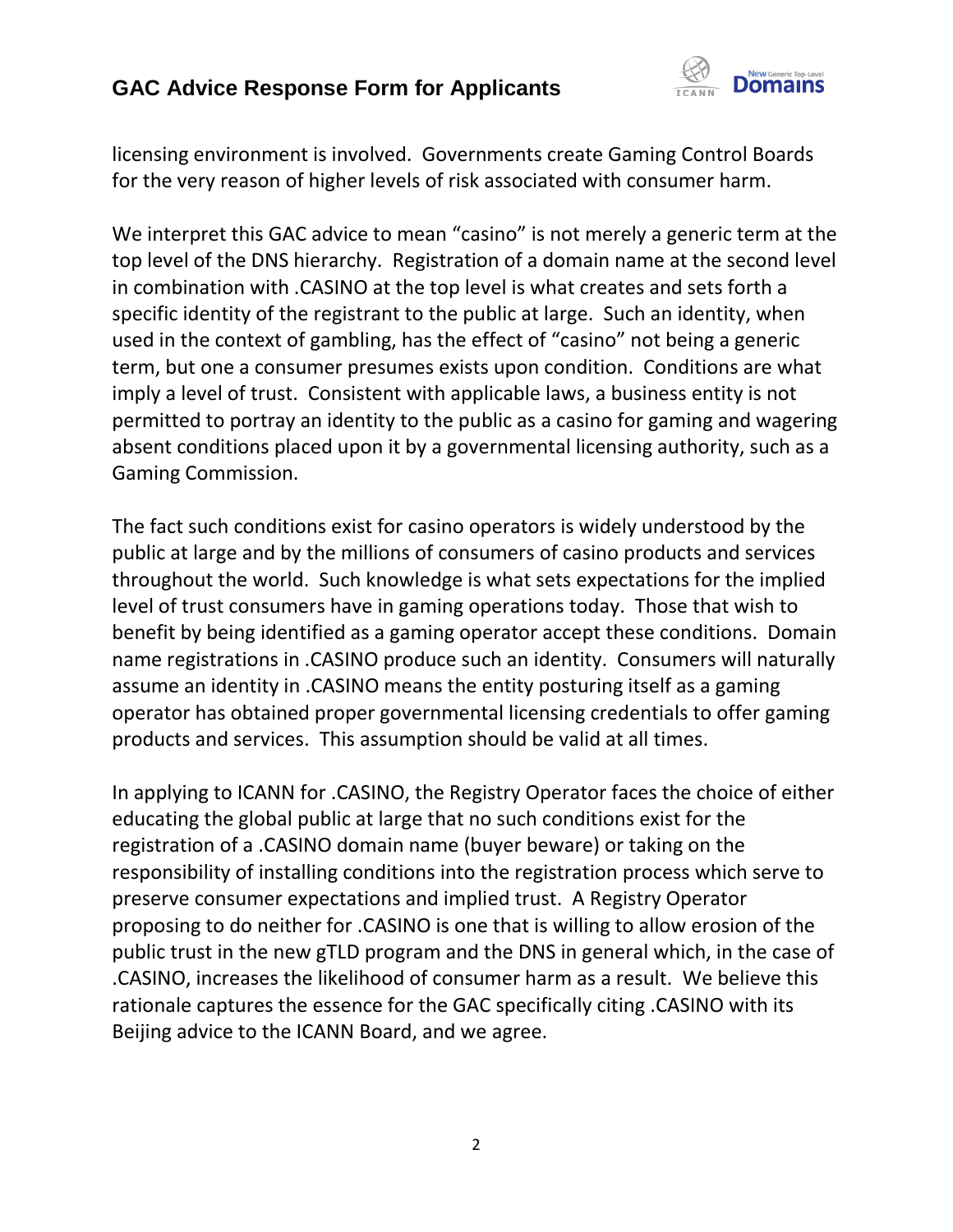licensing environment is involved. Governments create Gaming Control Boards for the very reason of higher levels of risk associated with consumer harm.

We interpret this GAC advice to mean “casino” is not merely a generic term at the top level of the DNS hierarchy. Registration of a domain name at the second level in combination with .CASINO at the top level is what creates and sets forth a specific identity of the registrant to the public at large. Such an identity, when used in the context of gambling, has the effect of “casino” not being a generic term, but one a consumer presumes exists upon condition. Conditions are what imply a level of trust. Consistent with applicable laws, a business entity is not permitted to portray an identity to the public as a casino for gaming and wagering absent conditions placed upon it by a governmental licensing authority, such as a Gaming Commission.

The fact such conditions exist for casino operators is widely understood by the public at large and by the millions of consumers of casino products and services throughout the world. Such knowledge is what sets expectations for the implied level of trust consumers have in gaming operations today. Those that wish to benefit by being identified as a gaming operator accept these conditions. Domain name registrations in .CASINO produce such an identity. Consumers will naturally assume an identity in .CASINO means the entity posturing itself as a gaming operator has obtained proper governmental licensing credentials to offer gaming products and services. This assumption should be valid at all times.

In applying to ICANN for .CASINO, the Registry Operator faces the choice of either educating the global public at large that no such conditions exist for the registration of a .CASINO domain name (buyer beware) or taking on the responsibility of installing conditions into the registration process which serve to preserve consumer expectations and implied trust. A Registry Operator proposing to do neither for .CASINO is one that is willing to allow erosion of the public trust in the new gTLD program and the DNS in general which, in the case of .CASINO, increases the likelihood of consumer harm as a result. We believe this rationale captures the essence for the GAC specifically citing .CASINO with its Beijing advice to the ICANN Board, and we agree.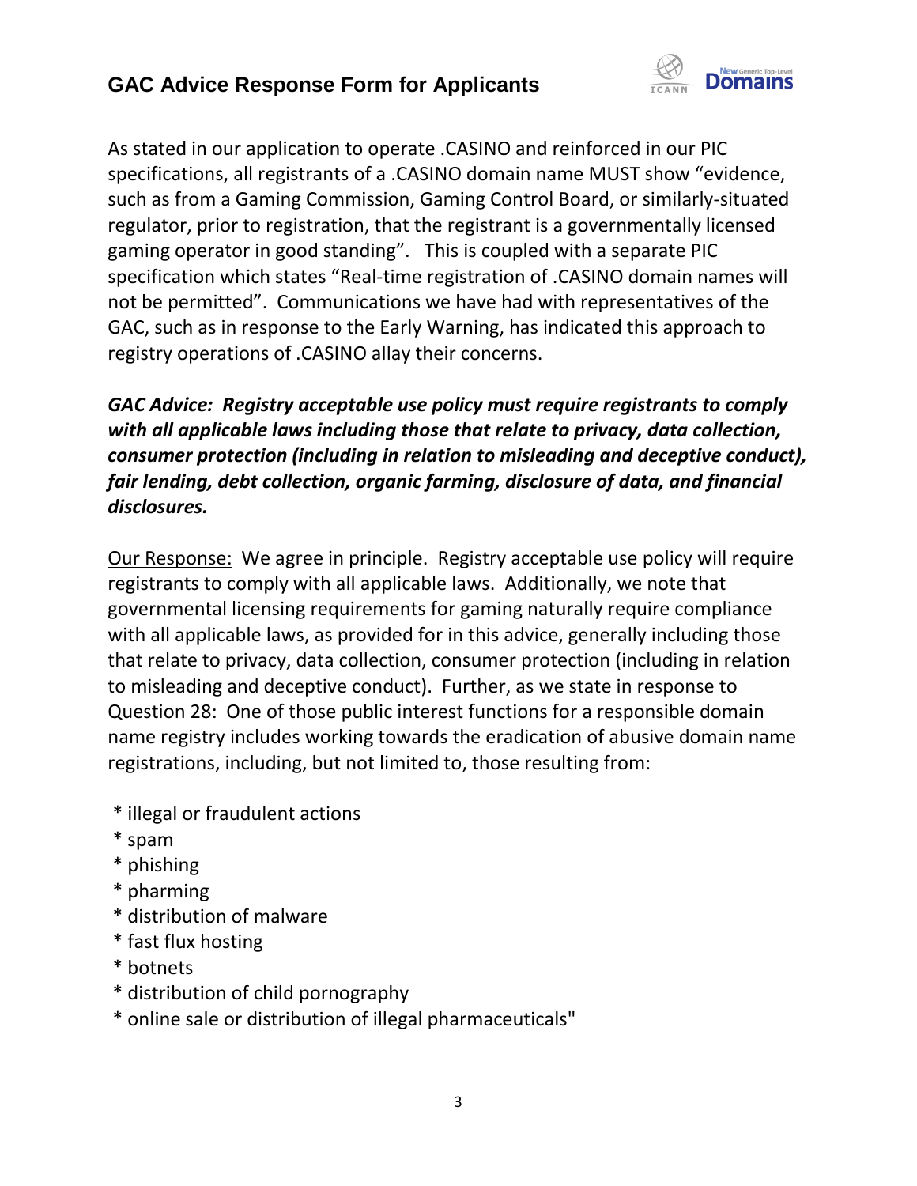As stated in our application to operate .CASINO and reinforced in our PIC specifications, all registrants of a .CASINO domain name MUST show "evidence, such as from a Gaming Commission, Gaming Control Board, or similarly-situated regulator, prior to registration, that the registrant is a governmentally licensed gaming operator in good standing". This is coupled with a separate PIC specification which states "Real-time registration of .CASINO domain names will not be permitted". Communications we have had with representatives of the GAC, such as in response to the Early Warning, has indicated this approach to registry operations of .CASINO allay their concerns.

***GAC Advice: Registry acceptable use policy must require registrants to comply with all applicable laws including those that relate to privacy, data collection, consumer protection (including in relation to misleading and deceptive conduct), fair lending, debt collection, organic farming, disclosure of data, and financial disclosures.***

<u>Our Response:</u> We agree in principle. Registry acceptable use policy will require registrants to comply with all applicable laws. Additionally, we note that governmental licensing requirements for gaming naturally require compliance with all applicable laws, as provided for in this advice, generally including those that relate to privacy, data collection, consumer protection (including in relation to misleading and deceptive conduct). Further, as we state in response to Question 28: One of those public interest functions for a responsible domain name registry includes working towards the eradication of abusive domain name registrations, including, but not limited to, those resulting from:

* illegal or fraudulent actions
* spam
* phishing
* pharming
* distribution of malware
* fast flux hosting
* botnets
* distribution of child pornography
* online sale or distribution of illegal pharmaceuticals"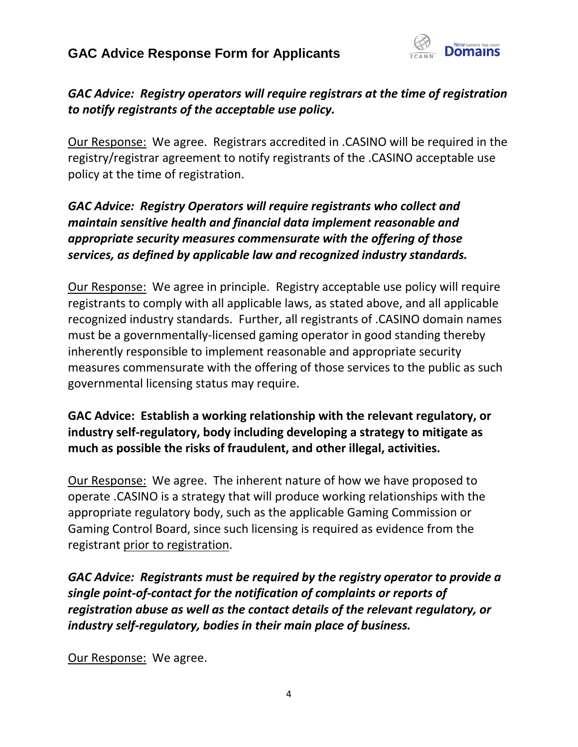***GAC Advice: Registry operators will require registrars at the time of registration to notify registrants of the acceptable use policy.***

<u>Our Response:</u> We agree. Registrars accredited in .CASINO will be required in the registry/registrar agreement to notify registrants of the .CASINO acceptable use policy at the time of registration.

***GAC Advice: Registry Operators will require registrants who collect and maintain sensitive health and financial data implement reasonable and appropriate security measures commensurate with the offering of those services, as defined by applicable law and recognized industry standards.***

<u>Our Response:</u> We agree in principle. Registry acceptable use policy will require registrants to comply with all applicable laws, as stated above, and all applicable recognized industry standards. Further, all registrants of .CASINO domain names must be a governmentally-licensed gaming operator in good standing thereby inherently responsible to implement reasonable and appropriate security measures commensurate with the offering of those services to the public as such governmental licensing status may require.

**GAC Advice: Establish a working relationship with the relevant regulatory, or industry self-regulatory, body including developing a strategy to mitigate as much as possible the risks of fraudulent, and other illegal, activities.**

<u>Our Response:</u> We agree. The inherent nature of how we have proposed to operate .CASINO is a strategy that will produce working relationships with the appropriate regulatory body, such as the applicable Gaming Commission or Gaming Control Board, since such licensing is required as evidence from the registrant <u>prior to registration</u>.

***GAC Advice: Registrants must be required by the registry operator to provide a single point-of-contact for the notification of complaints or reports of registration abuse as well as the contact details of the relevant regulatory, or industry self-regulatory, bodies in their main place of business.***

<u>Our Response:</u> We agree.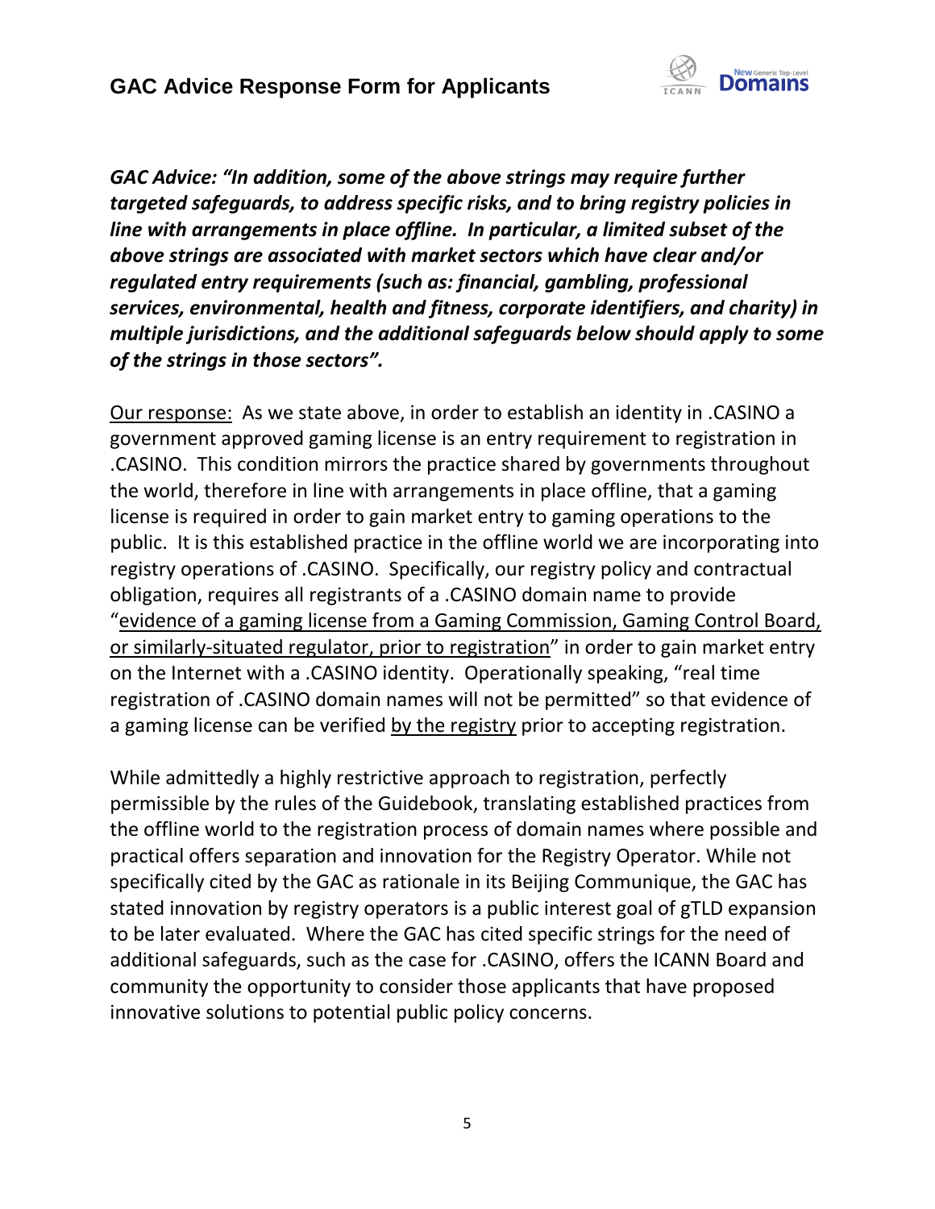***GAC Advice: "In addition, some of the above strings may require further targeted safeguards, to address specific risks, and to bring registry policies in line with arrangements in place offline. In particular, a limited subset of the above strings are associated with market sectors which have clear and/or regulated entry requirements (such as: financial, gambling, professional services, environmental, health and fitness, corporate identifiers, and charity) in multiple jurisdictions, and the additional safeguards below should apply to some of the strings in those sectors".***

<u>Our response:</u> As we state above, in order to establish an identity in .CASINO a government approved gaming license is an entry requirement to registration in .CASINO. This condition mirrors the practice shared by governments throughout the world, therefore in line with arrangements in place offline, that a gaming license is required in order to gain market entry to gaming operations to the public. It is this established practice in the offline world we are incorporating into registry operations of .CASINO. Specifically, our registry policy and contractual obligation, requires all registrants of a .CASINO domain name to provide "<u>evidence of a gaming license from a Gaming Commission, Gaming Control Board, or similarly-situated regulator, prior to registration</u>" in order to gain market entry on the Internet with a .CASINO identity. Operationally speaking, "real time registration of .CASINO domain names will not be permitted" so that evidence of a gaming license can be verified <u>by the registry</u> prior to accepting registration.

While admittedly a highly restrictive approach to registration, perfectly permissible by the rules of the Guidebook, translating established practices from the offline world to the registration process of domain names where possible and practical offers separation and innovation for the Registry Operator. While not specifically cited by the GAC as rationale in its Beijing Communique, the GAC has stated innovation by registry operators is a public interest goal of gTLD expansion to be later evaluated. Where the GAC has cited specific strings for the need of additional safeguards, such as the case for .CASINO, offers the ICANN Board and community the opportunity to consider those applicants that have proposed innovative solutions to potential public policy concerns.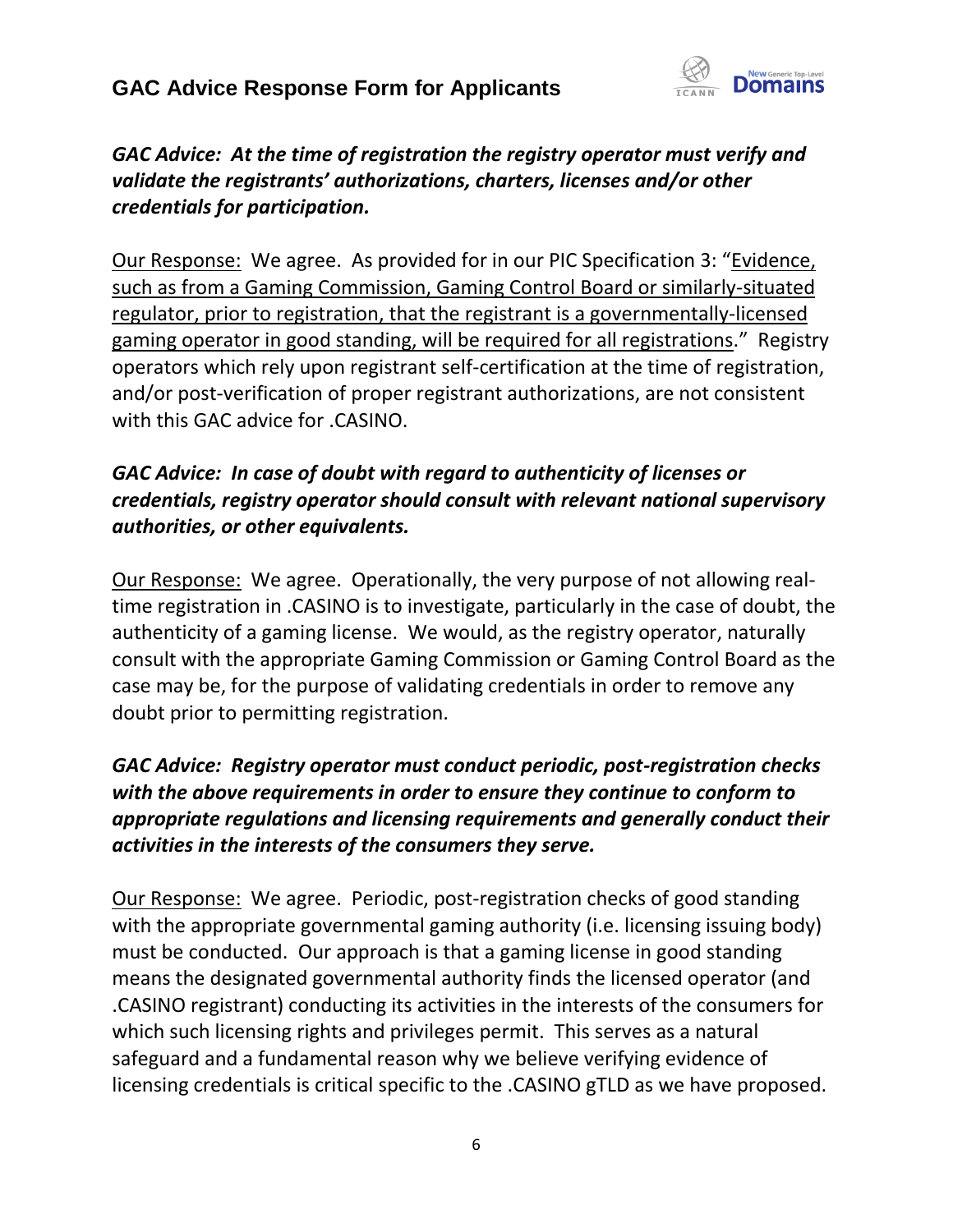***GAC Advice: At the time of registration the registry operator must verify and validate the registrants' authorizations, charters, licenses and/or other credentials for participation.***

<u>Our Response:</u> We agree. As provided for in our PIC Specification 3: "<u>Evidence, such as from a Gaming Commission, Gaming Control Board or similarly-situated regulator, prior to registration, that the registrant is a governmentally-licensed gaming operator in good standing, will be required for all registrations</u>." Registry operators which rely upon registrant self-certification at the time of registration, and/or post-verification of proper registrant authorizations, are not consistent with this GAC advice for .CASINO.

***GAC Advice: In case of doubt with regard to authenticity of licenses or credentials, registry operator should consult with relevant national supervisory authorities, or other equivalents.***

<u>Our Response:</u> We agree. Operationally, the very purpose of not allowing real-time registration in .CASINO is to investigate, particularly in the case of doubt, the authenticity of a gaming license. We would, as the registry operator, naturally consult with the appropriate Gaming Commission or Gaming Control Board as the case may be, for the purpose of validating credentials in order to remove any doubt prior to permitting registration.

***GAC Advice: Registry operator must conduct periodic, post-registration checks with the above requirements in order to ensure they continue to conform to appropriate regulations and licensing requirements and generally conduct their activities in the interests of the consumers they serve.***

<u>Our Response:</u> We agree. Periodic, post-registration checks of good standing with the appropriate governmental gaming authority (i.e. licensing issuing body) must be conducted. Our approach is that a gaming license in good standing means the designated governmental authority finds the licensed operator (and .CASINO registrant) conducting its activities in the interests of the consumers for which such licensing rights and privileges permit. This serves as a natural safeguard and a fundamental reason why we believe verifying evidence of licensing credentials is critical specific to the .CASINO gTLD as we have proposed.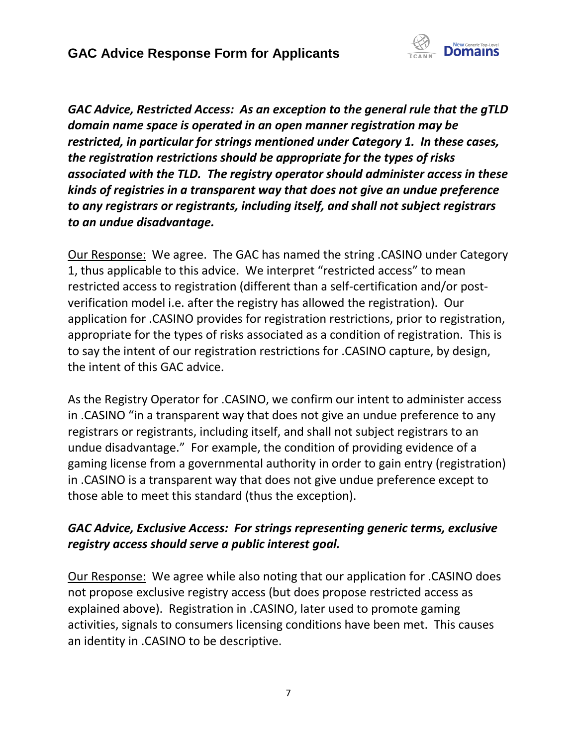***GAC Advice, Restricted Access: As an exception to the general rule that the gTLD domain name space is operated in an open manner registration may be restricted, in particular for strings mentioned under Category 1. In these cases, the registration restrictions should be appropriate for the types of risks associated with the TLD. The registry operator should administer access in these kinds of registries in a transparent way that does not give an undue preference to any registrars or registrants, including itself, and shall not subject registrars to an undue disadvantage.***

<u>Our Response:</u> We agree. The GAC has named the string .CASINO under Category 1, thus applicable to this advice. We interpret "restricted access" to mean restricted access to registration (different than a self-certification and/or post-verification model i.e. after the registry has allowed the registration). Our application for .CASINO provides for registration restrictions, prior to registration, appropriate for the types of risks associated as a condition of registration. This is to say the intent of our registration restrictions for .CASINO capture, by design, the intent of this GAC advice.

As the Registry Operator for .CASINO, we confirm our intent to administer access in .CASINO "in a transparent way that does not give an undue preference to any registrars or registrants, including itself, and shall not subject registrars to an undue disadvantage." For example, the condition of providing evidence of a gaming license from a governmental authority in order to gain entry (registration) in .CASINO is a transparent way that does not give undue preference except to those able to meet this standard (thus the exception).

***GAC Advice, Exclusive Access: For strings representing generic terms, exclusive registry access should serve a public interest goal.***

<u>Our Response:</u> We agree while also noting that our application for .CASINO does not propose exclusive registry access (but does propose restricted access as explained above). Registration in .CASINO, later used to promote gaming activities, signals to consumers licensing conditions have been met. This causes an identity in .CASINO to be descriptive.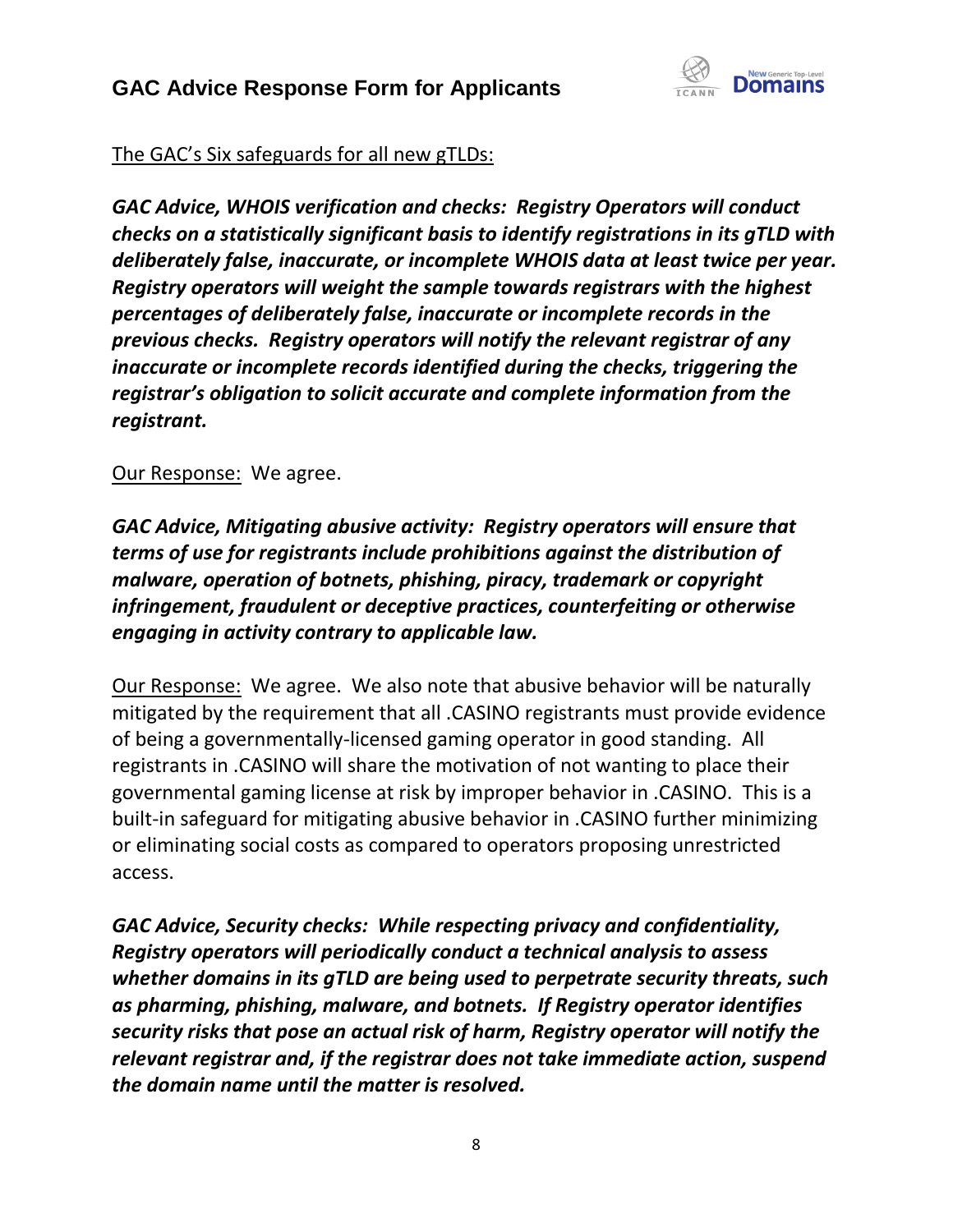The GAC's Six safeguards for all new gTLDs:

***GAC Advice, WHOIS verification and checks: Registry Operators will conduct checks on a statistically significant basis to identify registrations in its gTLD with deliberately false, inaccurate, or incomplete WHOIS data at least twice per year. Registry operators will weight the sample towards registrars with the highest percentages of deliberately false, inaccurate or incomplete records in the previous checks. Registry operators will notify the relevant registrar of any inaccurate or incomplete records identified during the checks, triggering the registrar's obligation to solicit accurate and complete information from the registrant.***

Our Response: We agree.

***GAC Advice, Mitigating abusive activity: Registry operators will ensure that terms of use for registrants include prohibitions against the distribution of malware, operation of botnets, phishing, piracy, trademark or copyright infringement, fraudulent or deceptive practices, counterfeiting or otherwise engaging in activity contrary to applicable law.***

Our Response: We agree. We also note that abusive behavior will be naturally mitigated by the requirement that all .CASINO registrants must provide evidence of being a governmentally-licensed gaming operator in good standing. All registrants in .CASINO will share the motivation of not wanting to place their governmental gaming license at risk by improper behavior in .CASINO. This is a built-in safeguard for mitigating abusive behavior in .CASINO further minimizing or eliminating social costs as compared to operators proposing unrestricted access.

***GAC Advice, Security checks: While respecting privacy and confidentiality, Registry operators will periodically conduct a technical analysis to assess whether domains in its gTLD are being used to perpetrate security threats, such as pharming, phishing, malware, and botnets. If Registry operator identifies security risks that pose an actual risk of harm, Registry operator will notify the relevant registrar and, if the registrar does not take immediate action, suspend the domain name until the matter is resolved.***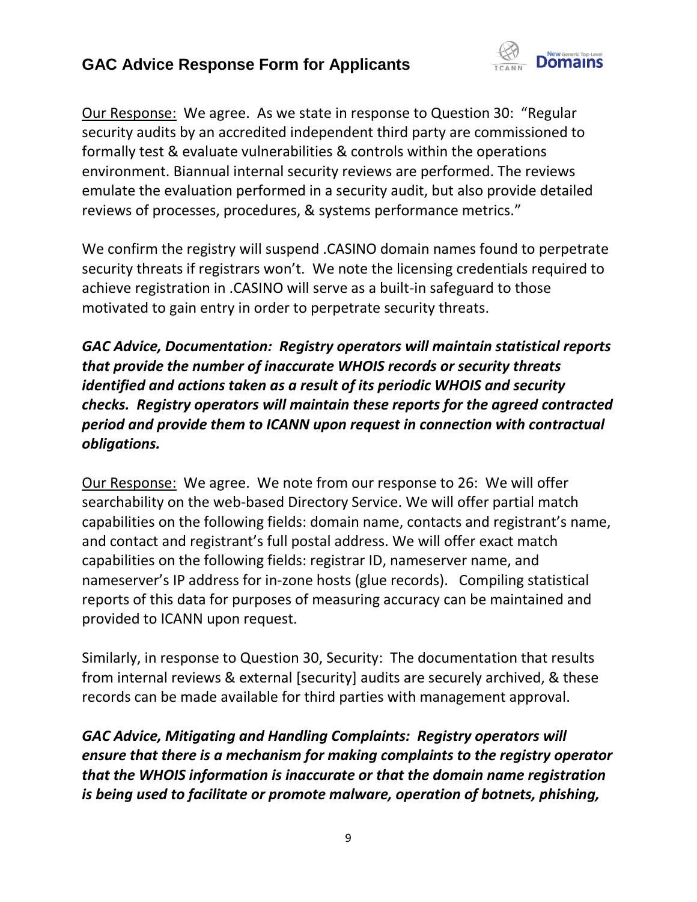<u>Our Response:</u> We agree. As we state in response to Question 30: "Regular security audits by an accredited independent third party are commissioned to formally test & evaluate vulnerabilities & controls within the operations environment. Biannual internal security reviews are performed. The reviews emulate the evaluation performed in a security audit, but also provide detailed reviews of processes, procedures, & systems performance metrics."

We confirm the registry will suspend .CASINO domain names found to perpetrate security threats if registrars won't. We note the licensing credentials required to achieve registration in .CASINO will serve as a built-in safeguard to those motivated to gain entry in order to perpetrate security threats.

***GAC Advice, Documentation: Registry operators will maintain statistical reports that provide the number of inaccurate WHOIS records or security threats identified and actions taken as a result of its periodic WHOIS and security checks. Registry operators will maintain these reports for the agreed contracted period and provide them to ICANN upon request in connection with contractual obligations.***

<u>Our Response:</u> We agree. We note from our response to 26: We will offer searchability on the web-based Directory Service. We will offer partial match capabilities on the following fields: domain name, contacts and registrant's name, and contact and registrant's full postal address. We will offer exact match capabilities on the following fields: registrar ID, nameserver name, and nameserver's IP address for in-zone hosts (glue records). Compiling statistical reports of this data for purposes of measuring accuracy can be maintained and provided to ICANN upon request.

Similarly, in response to Question 30, Security: The documentation that results from internal reviews & external [security] audits are securely archived, & these records can be made available for third parties with management approval.

***GAC Advice, Mitigating and Handling Complaints: Registry operators will ensure that there is a mechanism for making complaints to the registry operator that the WHOIS information is inaccurate or that the domain name registration is being used to facilitate or promote malware, operation of botnets, phishing,***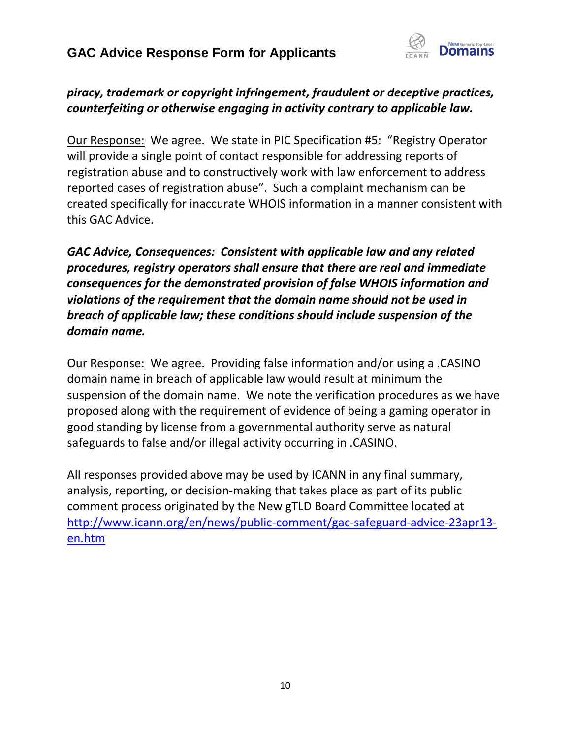***piracy, trademark or copyright infringement, fraudulent or deceptive practices, counterfeiting or otherwise engaging in activity contrary to applicable law.***

<u>Our Response:</u> We agree. We state in PIC Specification #5: "Registry Operator will provide a single point of contact responsible for addressing reports of registration abuse and to constructively work with law enforcement to address reported cases of registration abuse". Such a complaint mechanism can be created specifically for inaccurate WHOIS information in a manner consistent with this GAC Advice.

***GAC Advice, Consequences: Consistent with applicable law and any related procedures, registry operators shall ensure that there are real and immediate consequences for the demonstrated provision of false WHOIS information and violations of the requirement that the domain name should not be used in breach of applicable law; these conditions should include suspension of the domain name.***

<u>Our Response:</u> We agree. Providing false information and/or using a .CASINO domain name in breach of applicable law would result at minimum the suspension of the domain name. We note the verification procedures as we have proposed along with the requirement of evidence of being a gaming operator in good standing by license from a governmental authority serve as natural safeguards to false and/or illegal activity occurring in .CASINO.

All responses provided above may be used by ICANN in any final summary, analysis, reporting, or decision-making that takes place as part of its public comment process originated by the New gTLD Board Committee located at [http://www.icann.org/en/news/public-comment/gac-safeguard-advice-23apr13-en.htm](http://www.icann.org/en/news/public-comment/gac-safeguard-advice-23apr13-en.htm)